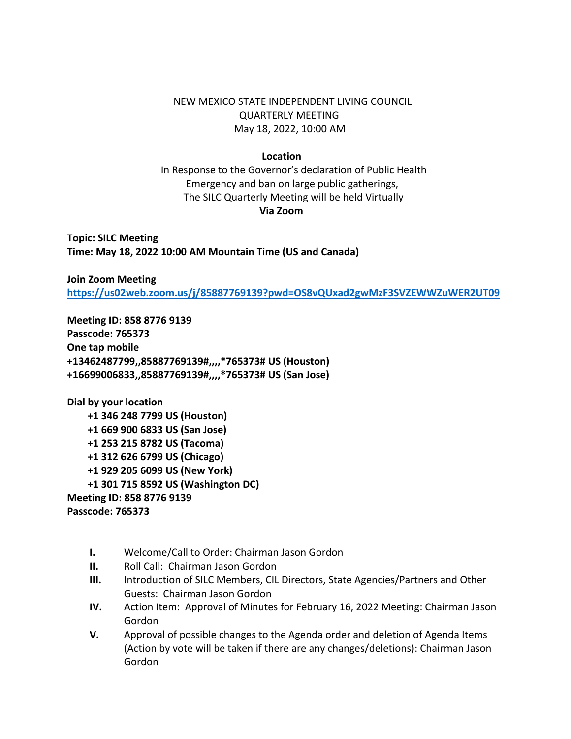NEW MEXICO STATE INDEPENDENT LIVING COUNCIL
QUARTERLY MEETING
May 18, 2022, 10:00 AM

**Location**

In Response to the Governor's declaration of Public Health Emergency and ban on large public gatherings, The SILC Quarterly Meeting will be held Virtually
**Via Zoom**

**Topic: SILC Meeting**
**Time: May 18, 2022 10:00 AM Mountain Time (US and Canada)**

**Join Zoom Meeting**
**https://us02web.zoom.us/j/85887769139?pwd=OS8vQUxad2gwMzF3SVZEWWZuWER2UT09**

**Meeting ID: 858 8776 9139**
**Passcode: 765373**
**One tap mobile**
**+13462487799,,85887769139#,,,,*765373# US (Houston)**
**+16699006833,,85887769139#,,,,*765373# US (San Jose)**

**Dial by your location**
- **+1 346 248 7799 US (Houston)**
- **+1 669 900 6833 US (San Jose)**
- **+1 253 215 8782 US (Tacoma)**
- **+1 312 626 6799 US (Chicago)**
- **+1 929 205 6099 US (New York)**
- **+1 301 715 8592 US (Washington DC)**

**Meeting ID: 858 8776 9139**
**Passcode: 765373**

- **I.** Welcome/Call to Order: Chairman Jason Gordon
- **II.** Roll Call: Chairman Jason Gordon
- **III.** Introduction of SILC Members, CIL Directors, State Agencies/Partners and Other Guests: Chairman Jason Gordon
- **IV.** Action Item: Approval of Minutes for February 16, 2022 Meeting: Chairman Jason Gordon
- **V.** Approval of possible changes to the Agenda order and deletion of Agenda Items (Action by vote will be taken if there are any changes/deletions): Chairman Jason Gordon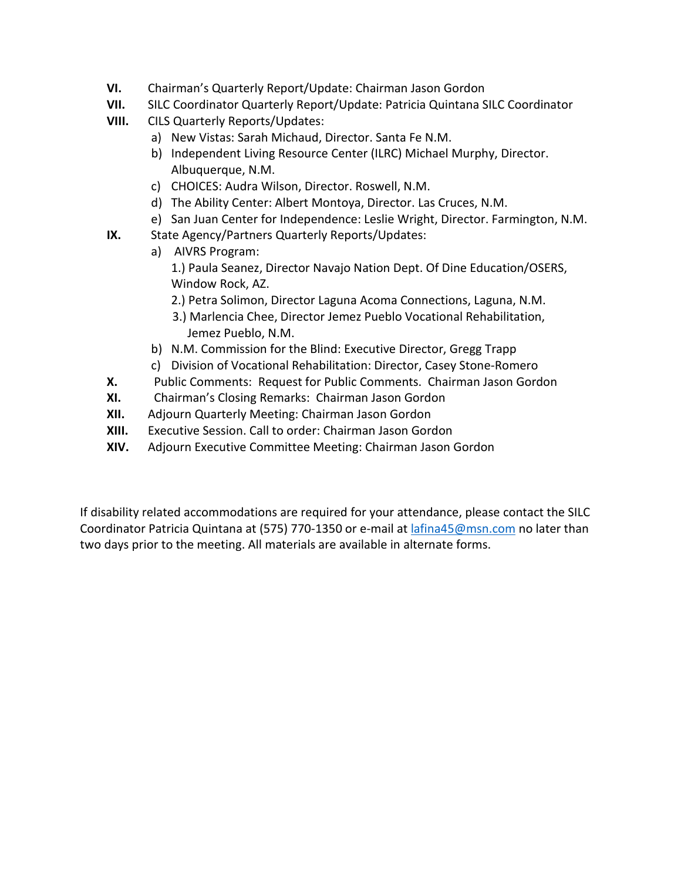**VI.** Chairman's Quarterly Report/Update: Chairman Jason Gordon

**VII.** SILC Coordinator Quarterly Report/Update: Patricia Quintana SILC Coordinator

**VIII.** CILS Quarterly Reports/Updates:

a) New Vistas: Sarah Michaud, Director. Santa Fe N.M.
b) Independent Living Resource Center (ILRC) Michael Murphy, Director. Albuquerque, N.M.
c) CHOICES: Audra Wilson, Director. Roswell, N.M.
d) The Ability Center: Albert Montoya, Director. Las Cruces, N.M.
e) San Juan Center for Independence: Leslie Wright, Director. Farmington, N.M.

**IX.** State Agency/Partners Quarterly Reports/Updates:

a) AIVRS Program:
1.) Paula Seanez, Director Navajo Nation Dept. Of Dine Education/OSERS, Window Rock, AZ.
2.) Petra Solimon, Director Laguna Acoma Connections, Laguna, N.M.
3.) Marlencia Chee, Director Jemez Pueblo Vocational Rehabilitation, Jemez Pueblo, N.M.

b) N.M. Commission for the Blind: Executive Director, Gregg Trapp
c) Division of Vocational Rehabilitation: Director, Casey Stone-Romero

**X.** Public Comments: Request for Public Comments. Chairman Jason Gordon

**XI.** Chairman's Closing Remarks: Chairman Jason Gordon

**XII.** Adjourn Quarterly Meeting: Chairman Jason Gordon

**XIII.** Executive Session. Call to order: Chairman Jason Gordon

**XIV.** Adjourn Executive Committee Meeting: Chairman Jason Gordon

If disability related accommodations are required for your attendance, please contact the SILC Coordinator Patricia Quintana at (575) 770-1350 or e-mail at lafina45@msn.com no later than two days prior to the meeting. All materials are available in alternate forms.